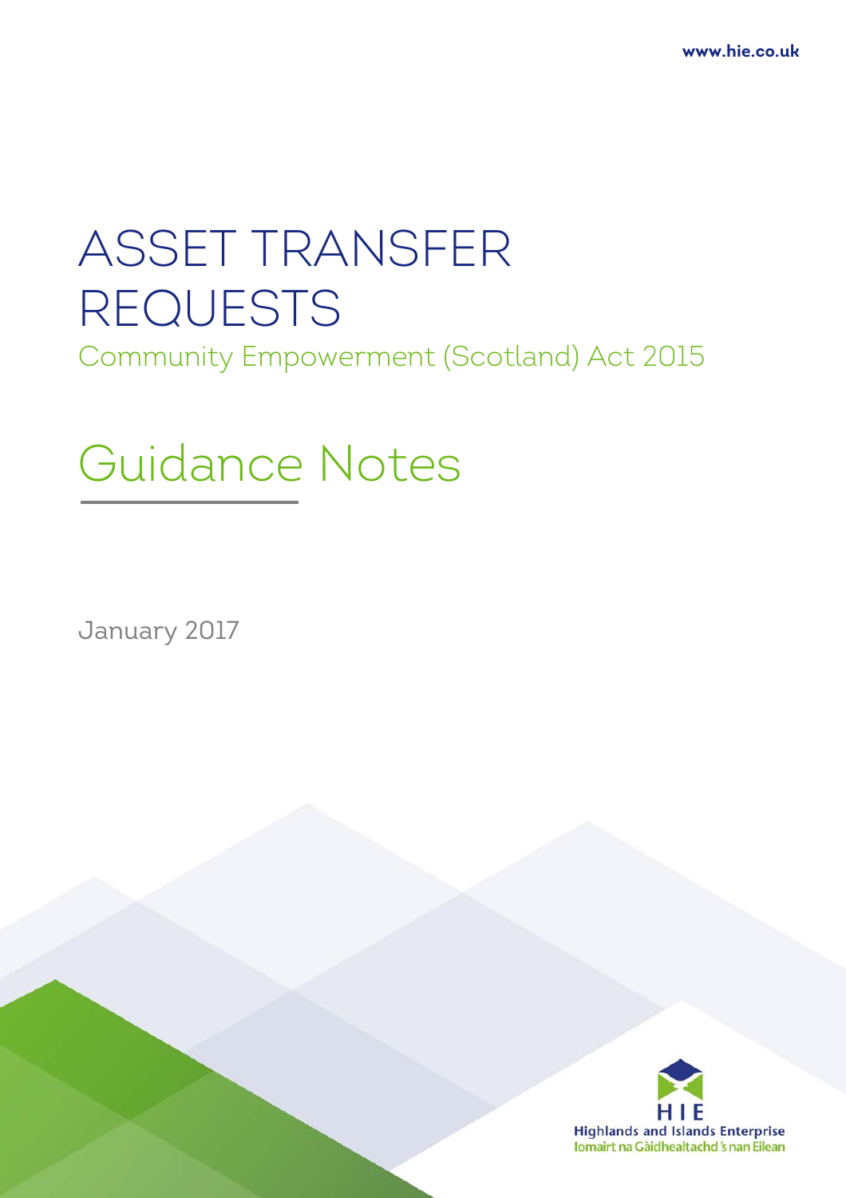www.hie.co.uk

# ASSET TRANSFER REQUESTS

Community Empowerment (Scotland) Act 2015

## Guidance Notes

January 2017

HIE
Highlands and Islands Enterprise
Iomairt na Gàidhealtachd 's nan Eilean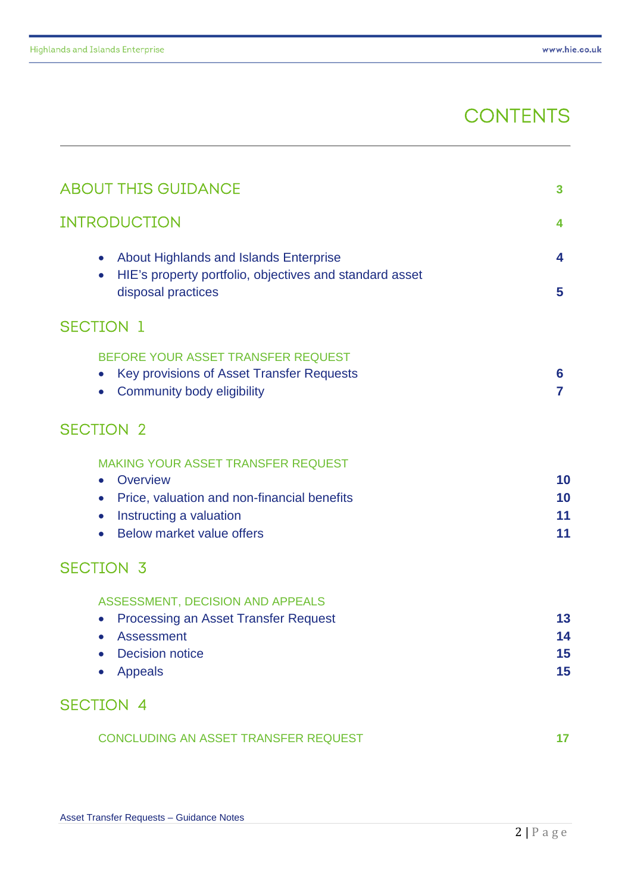# CONTENTS

| | |
|---|---|
| **ABOUT THIS GUIDANCE** | 3 |
| **INTRODUCTION** | 4 |
| • About Highlands and Islands Enterprise | 4 |
| • HIE's property portfolio, objectives and standard asset disposal practices | 5 |
| **SECTION 1** | |
| BEFORE YOUR ASSET TRANSFER REQUEST | |
| • Key provisions of Asset Transfer Requests | 6 |
| • Community body eligibility | 7 |
| **SECTION 2** | |
| MAKING YOUR ASSET TRANSFER REQUEST | |
| • Overview | 10 |
| • Price, valuation and non-financial benefits | 10 |
| • Instructing a valuation | 11 |
| • Below market value offers | 11 |
| **SECTION 3** | |
| ASSESSMENT, DECISION AND APPEALS | |
| • Processing an Asset Transfer Request | 13 |
| • Assessment | 14 |
| • Decision notice | 15 |
| • Appeals | 15 |
| **SECTION 4** | |
| CONCLUDING AN ASSET TRANSFER REQUEST | 17 |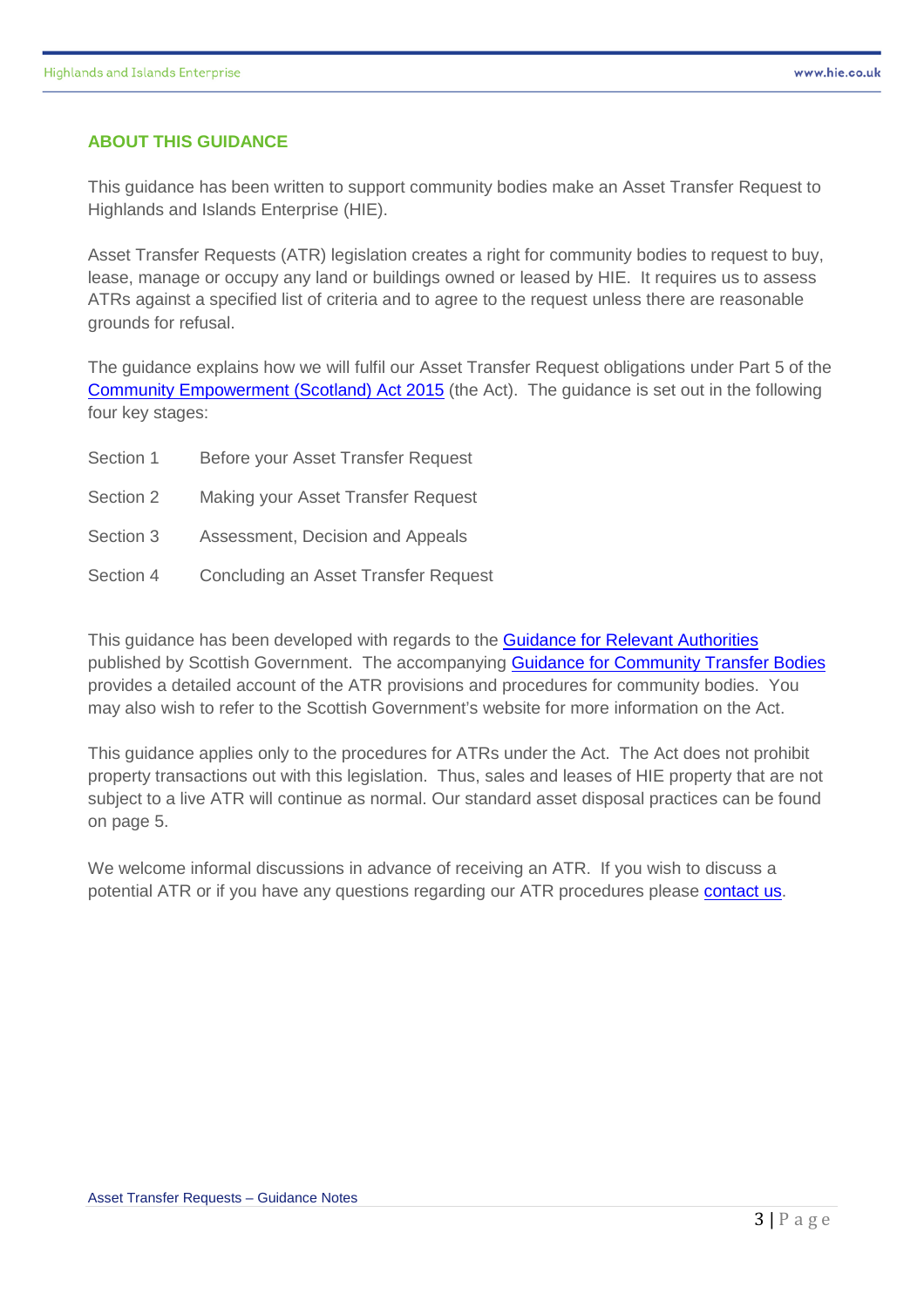## ABOUT THIS GUIDANCE

This guidance has been written to support community bodies make an Asset Transfer Request to Highlands and Islands Enterprise (HIE).

Asset Transfer Requests (ATR) legislation creates a right for community bodies to request to buy, lease, manage or occupy any land or buildings owned or leased by HIE. It requires us to assess ATRs against a specified list of criteria and to agree to the request unless there are reasonable grounds for refusal.

The guidance explains how we will fulfil our Asset Transfer Request obligations under Part 5 of the Community Empowerment (Scotland) Act 2015 (the Act). The guidance is set out in the following four key stages:

| | |
|---|---|
| Section 1 | Before your Asset Transfer Request |
| Section 2 | Making your Asset Transfer Request |
| Section 3 | Assessment, Decision and Appeals |
| Section 4 | Concluding an Asset Transfer Request |

This guidance has been developed with regards to the Guidance for Relevant Authorities published by Scottish Government. The accompanying Guidance for Community Transfer Bodies provides a detailed account of the ATR provisions and procedures for community bodies. You may also wish to refer to the Scottish Government's website for more information on the Act.

This guidance applies only to the procedures for ATRs under the Act. The Act does not prohibit property transactions out with this legislation. Thus, sales and leases of HIE property that are not subject to a live ATR will continue as normal. Our standard asset disposal practices can be found on page 5.

We welcome informal discussions in advance of receiving an ATR. If you wish to discuss a potential ATR or if you have any questions regarding our ATR procedures please contact us.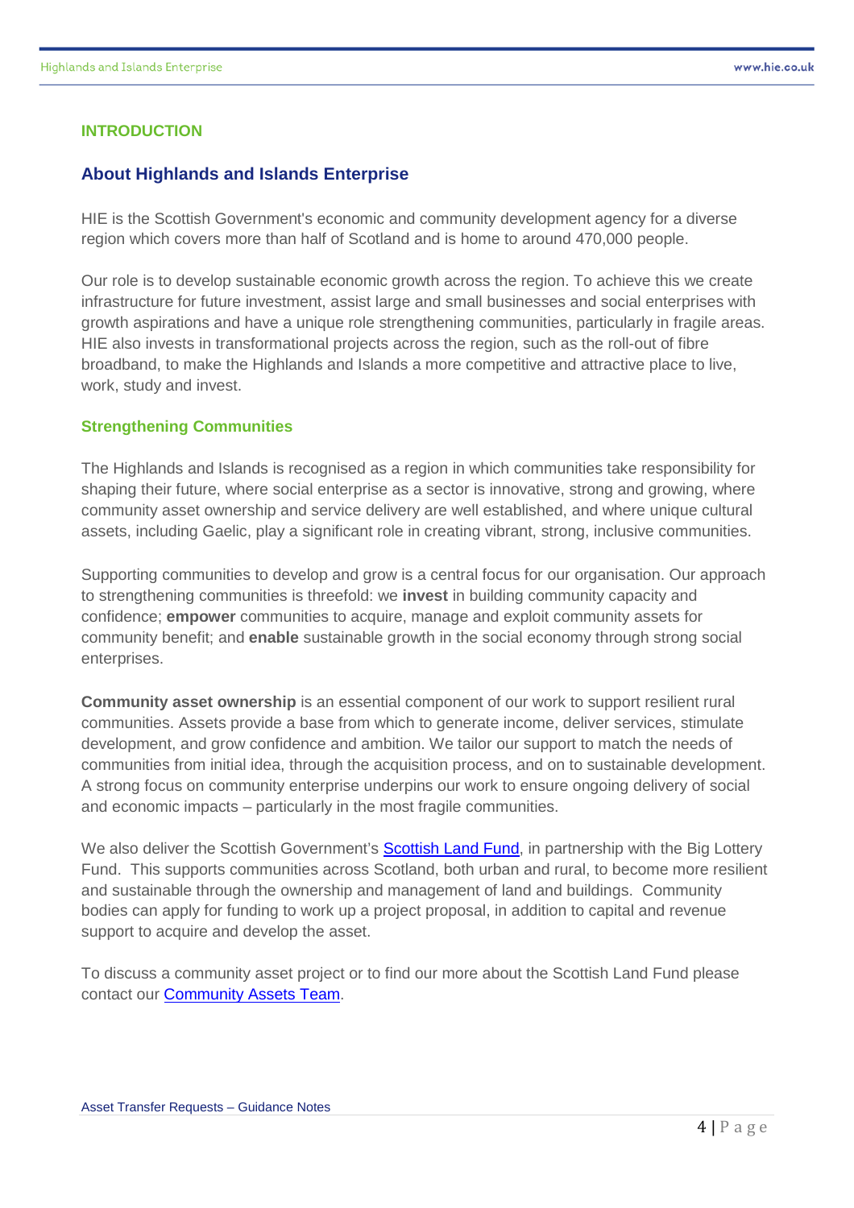## INTRODUCTION

### About Highlands and Islands Enterprise

HIE is the Scottish Government's economic and community development agency for a diverse region which covers more than half of Scotland and is home to around 470,000 people.

Our role is to develop sustainable economic growth across the region. To achieve this we create infrastructure for future investment, assist large and small businesses and social enterprises with growth aspirations and have a unique role strengthening communities, particularly in fragile areas. HIE also invests in transformational projects across the region, such as the roll-out of fibre broadband, to make the Highlands and Islands a more competitive and attractive place to live, work, study and invest.

### Strengthening Communities

The Highlands and Islands is recognised as a region in which communities take responsibility for shaping their future, where social enterprise as a sector is innovative, strong and growing, where community asset ownership and service delivery are well established, and where unique cultural assets, including Gaelic, play a significant role in creating vibrant, strong, inclusive communities.

Supporting communities to develop and grow is a central focus for our organisation. Our approach to strengthening communities is threefold: we **invest** in building community capacity and confidence; **empower** communities to acquire, manage and exploit community assets for community benefit; and **enable** sustainable growth in the social economy through strong social enterprises.

**Community asset ownership** is an essential component of our work to support resilient rural communities. Assets provide a base from which to generate income, deliver services, stimulate development, and grow confidence and ambition. We tailor our support to match the needs of communities from initial idea, through the acquisition process, and on to sustainable development. A strong focus on community enterprise underpins our work to ensure ongoing delivery of social and economic impacts – particularly in the most fragile communities.

We also deliver the Scottish Government's Scottish Land Fund, in partnership with the Big Lottery Fund. This supports communities across Scotland, both urban and rural, to become more resilient and sustainable through the ownership and management of land and buildings. Community bodies can apply for funding to work up a project proposal, in addition to capital and revenue support to acquire and develop the asset.

To discuss a community asset project or to find our more about the Scottish Land Fund please contact our Community Assets Team.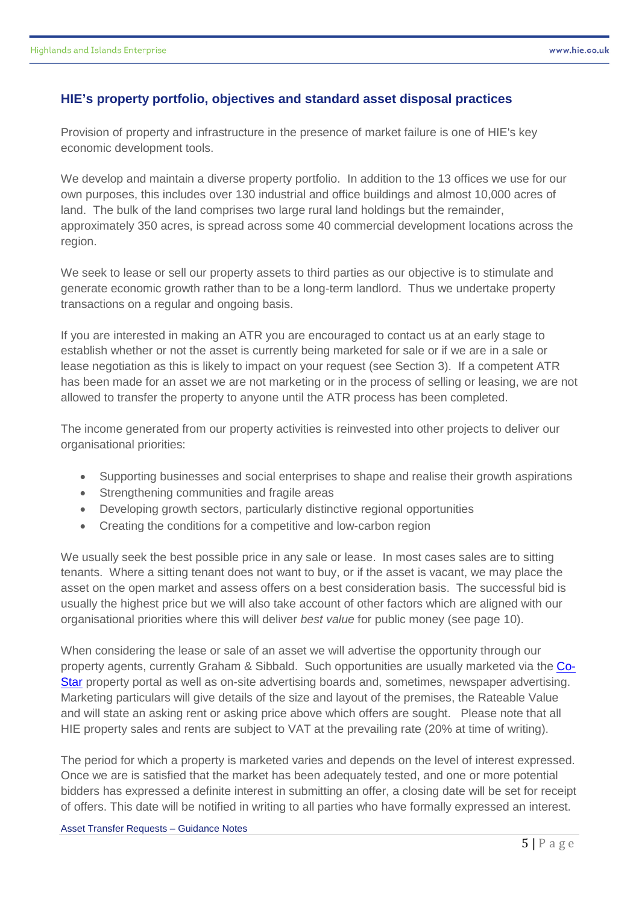## HIE's property portfolio, objectives and standard asset disposal practices

Provision of property and infrastructure in the presence of market failure is one of HIE's key economic development tools.

We develop and maintain a diverse property portfolio. In addition to the 13 offices we use for our own purposes, this includes over 130 industrial and office buildings and almost 10,000 acres of land. The bulk of the land comprises two large rural land holdings but the remainder, approximately 350 acres, is spread across some 40 commercial development locations across the region.

We seek to lease or sell our property assets to third parties as our objective is to stimulate and generate economic growth rather than to be a long-term landlord. Thus we undertake property transactions on a regular and ongoing basis.

If you are interested in making an ATR you are encouraged to contact us at an early stage to establish whether or not the asset is currently being marketed for sale or if we are in a sale or lease negotiation as this is likely to impact on your request (see Section 3). If a competent ATR has been made for an asset we are not marketing or in the process of selling or leasing, we are not allowed to transfer the property to anyone until the ATR process has been completed.

The income generated from our property activities is reinvested into other projects to deliver our organisational priorities:

- Supporting businesses and social enterprises to shape and realise their growth aspirations
- Strengthening communities and fragile areas
- Developing growth sectors, particularly distinctive regional opportunities
- Creating the conditions for a competitive and low-carbon region

We usually seek the best possible price in any sale or lease. In most cases sales are to sitting tenants. Where a sitting tenant does not want to buy, or if the asset is vacant, we may place the asset on the open market and assess offers on a best consideration basis. The successful bid is usually the highest price but we will also take account of other factors which are aligned with our organisational priorities where this will deliver *best value* for public money (see page 10).

When considering the lease or sale of an asset we will advertise the opportunity through our property agents, currently Graham & Sibbald. Such opportunities are usually marketed via the Co-Star property portal as well as on-site advertising boards and, sometimes, newspaper advertising. Marketing particulars will give details of the size and layout of the premises, the Rateable Value and will state an asking rent or asking price above which offers are sought. Please note that all HIE property sales and rents are subject to VAT at the prevailing rate (20% at time of writing).

The period for which a property is marketed varies and depends on the level of interest expressed. Once we are is satisfied that the market has been adequately tested, and one or more potential bidders has expressed a definite interest in submitting an offer, a closing date will be set for receipt of offers. This date will be notified in writing to all parties who have formally expressed an interest.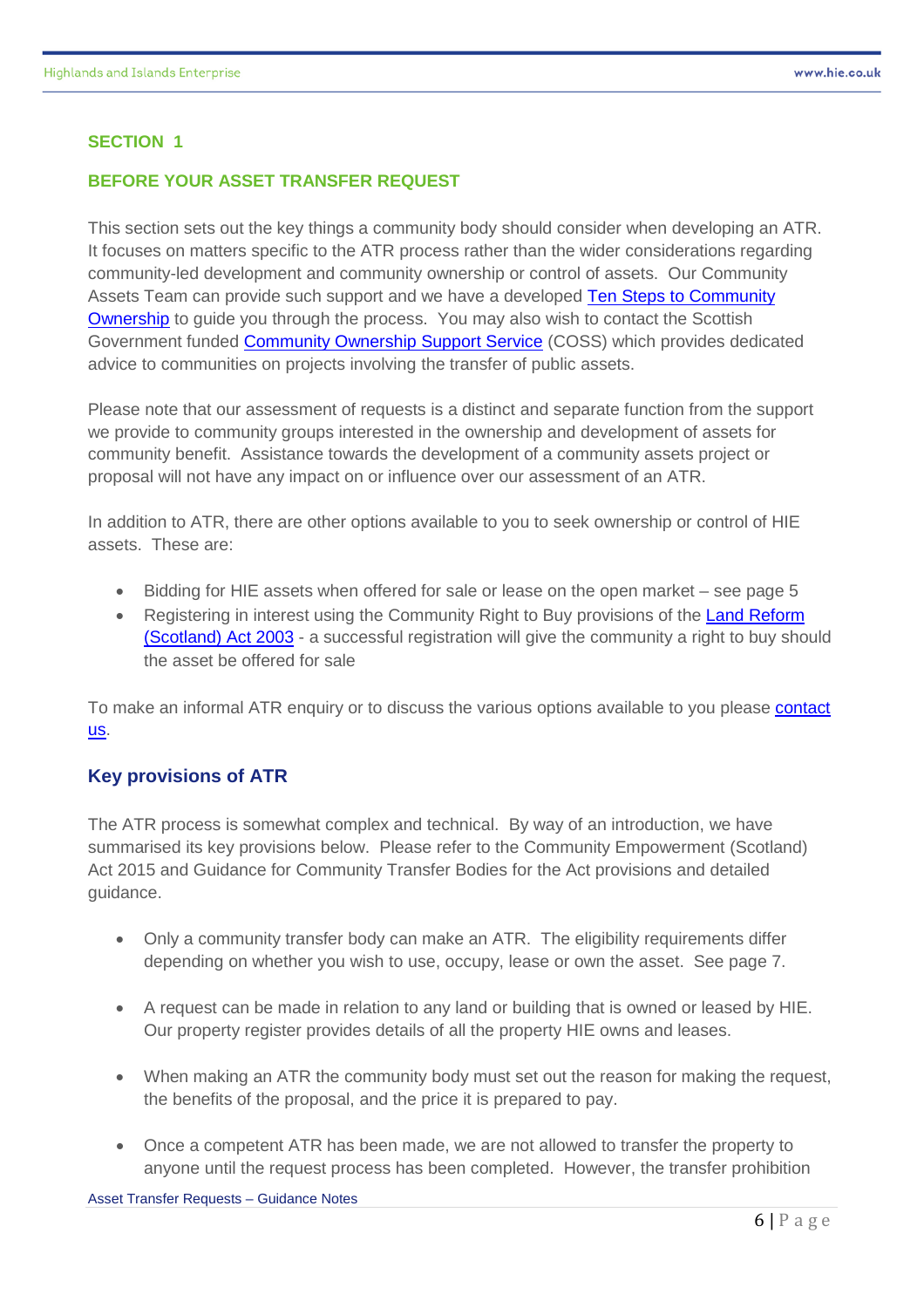## SECTION 1

### BEFORE YOUR ASSET TRANSFER REQUEST

This section sets out the key things a community body should consider when developing an ATR. It focuses on matters specific to the ATR process rather than the wider considerations regarding community-led development and community ownership or control of assets. Our Community Assets Team can provide such support and we have a developed Ten Steps to Community Ownership to guide you through the process. You may also wish to contact the Scottish Government funded Community Ownership Support Service (COSS) which provides dedicated advice to communities on projects involving the transfer of public assets.

Please note that our assessment of requests is a distinct and separate function from the support we provide to community groups interested in the ownership and development of assets for community benefit. Assistance towards the development of a community assets project or proposal will not have any impact on or influence over our assessment of an ATR.

In addition to ATR, there are other options available to you to seek ownership or control of HIE assets. These are:

- Bidding for HIE assets when offered for sale or lease on the open market – see page 5
- Registering in interest using the Community Right to Buy provisions of the Land Reform (Scotland) Act 2003 - a successful registration will give the community a right to buy should the asset be offered for sale

To make an informal ATR enquiry or to discuss the various options available to you please contact us.

### Key provisions of ATR

The ATR process is somewhat complex and technical. By way of an introduction, we have summarised its key provisions below. Please refer to the Community Empowerment (Scotland) Act 2015 and Guidance for Community Transfer Bodies for the Act provisions and detailed guidance.

- Only a community transfer body can make an ATR. The eligibility requirements differ depending on whether you wish to use, occupy, lease or own the asset. See page 7.

- A request can be made in relation to any land or building that is owned or leased by HIE. Our property register provides details of all the property HIE owns and leases.

- When making an ATR the community body must set out the reason for making the request, the benefits of the proposal, and the price it is prepared to pay.

- Once a competent ATR has been made, we are not allowed to transfer the property to anyone until the request process has been completed. However, the transfer prohibition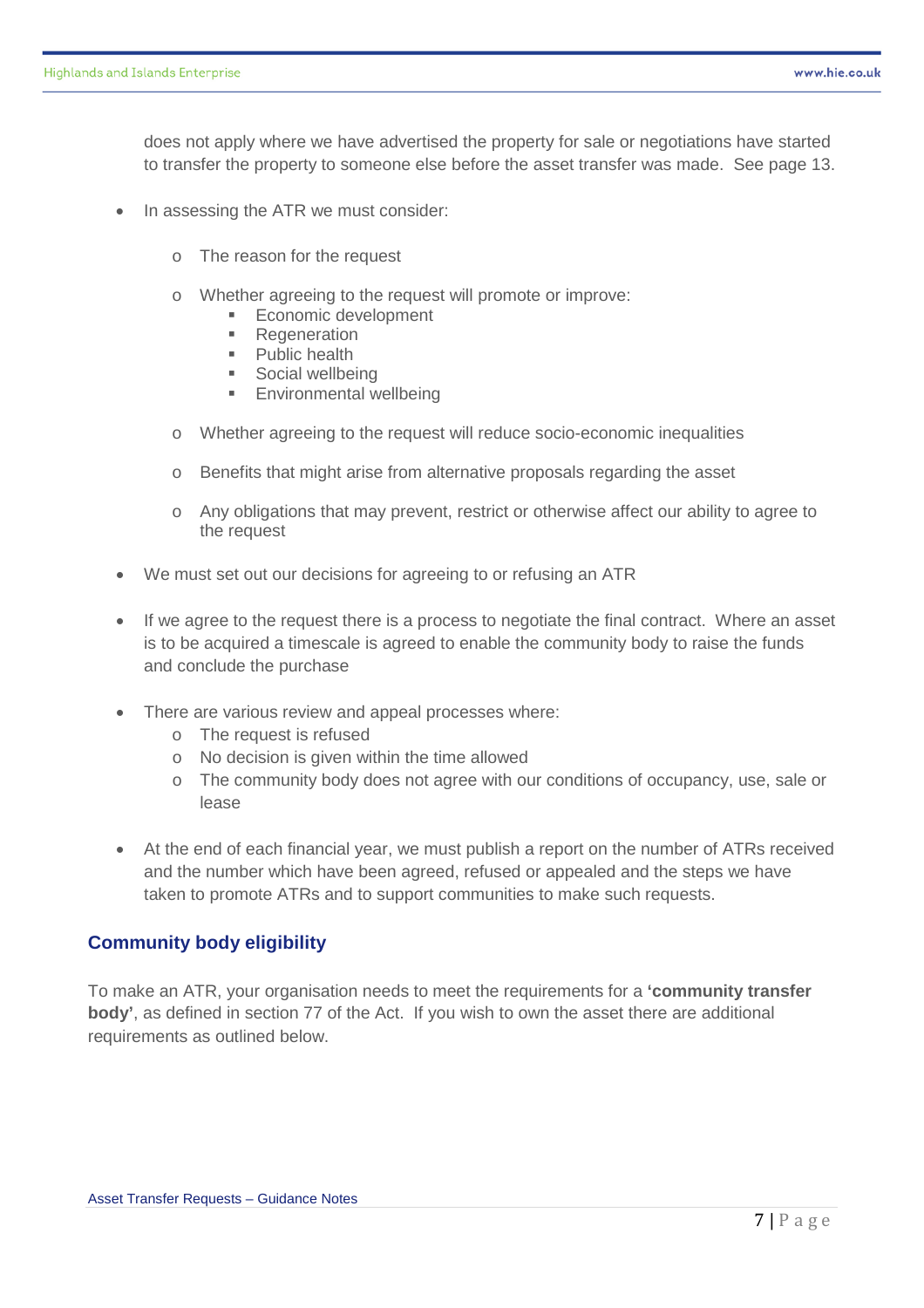does not apply where we have advertised the property for sale or negotiations have started to transfer the property to someone else before the asset transfer was made. See page 13.

- In assessing the ATR we must consider:
  - The reason for the request
  - Whether agreeing to the request will promote or improve:
    - Economic development
    - Regeneration
    - Public health
    - Social wellbeing
    - Environmental wellbeing
  - Whether agreeing to the request will reduce socio-economic inequalities
  - Benefits that might arise from alternative proposals regarding the asset
  - Any obligations that may prevent, restrict or otherwise affect our ability to agree to the request
- We must set out our decisions for agreeing to or refusing an ATR
- If we agree to the request there is a process to negotiate the final contract. Where an asset is to be acquired a timescale is agreed to enable the community body to raise the funds and conclude the purchase
- There are various review and appeal processes where:
  - The request is refused
  - No decision is given within the time allowed
  - The community body does not agree with our conditions of occupancy, use, sale or lease
- At the end of each financial year, we must publish a report on the number of ATRs received and the number which have been agreed, refused or appealed and the steps we have taken to promote ATRs and to support communities to make such requests.

## Community body eligibility

To make an ATR, your organisation needs to meet the requirements for a **'community transfer body'**, as defined in section 77 of the Act. If you wish to own the asset there are additional requirements as outlined below.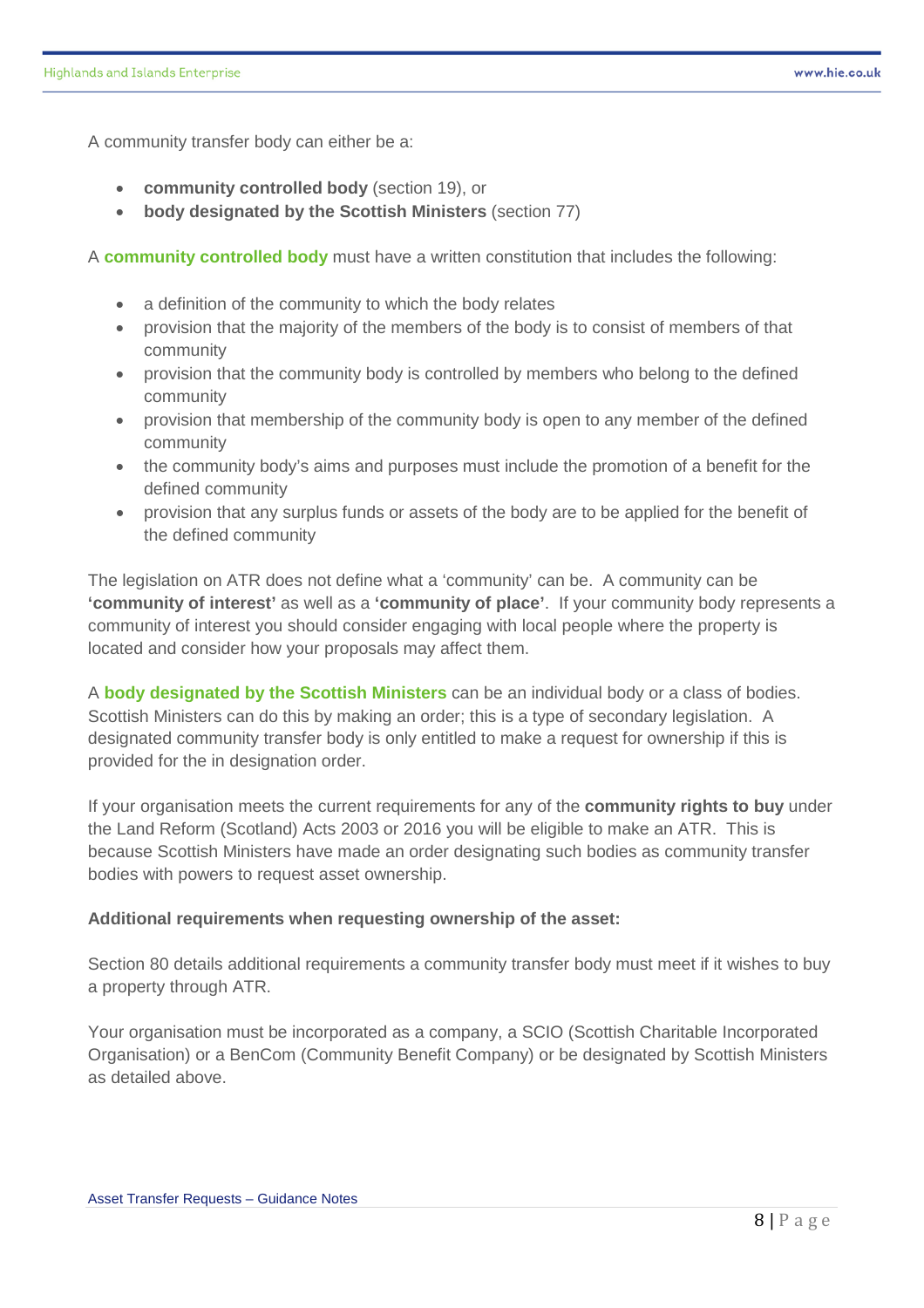A community transfer body can either be a:

- **community controlled body** (section 19), or
- **body designated by the Scottish Ministers** (section 77)

A **community controlled body** must have a written constitution that includes the following:

- a definition of the community to which the body relates
- provision that the majority of the members of the body is to consist of members of that community
- provision that the community body is controlled by members who belong to the defined community
- provision that membership of the community body is open to any member of the defined community
- the community body's aims and purposes must include the promotion of a benefit for the defined community
- provision that any surplus funds or assets of the body are to be applied for the benefit of the defined community

The legislation on ATR does not define what a 'community' can be. A community can be **'community of interest'** as well as a **'community of place'**. If your community body represents a community of interest you should consider engaging with local people where the property is located and consider how your proposals may affect them.

A **body designated by the Scottish Ministers** can be an individual body or a class of bodies. Scottish Ministers can do this by making an order; this is a type of secondary legislation. A designated community transfer body is only entitled to make a request for ownership if this is provided for the in designation order.

If your organisation meets the current requirements for any of the **community rights to buy** under the Land Reform (Scotland) Acts 2003 or 2016 you will be eligible to make an ATR. This is because Scottish Ministers have made an order designating such bodies as community transfer bodies with powers to request asset ownership.

**Additional requirements when requesting ownership of the asset:**

Section 80 details additional requirements a community transfer body must meet if it wishes to buy a property through ATR.

Your organisation must be incorporated as a company, a SCIO (Scottish Charitable Incorporated Organisation) or a BenCom (Community Benefit Company) or be designated by Scottish Ministers as detailed above.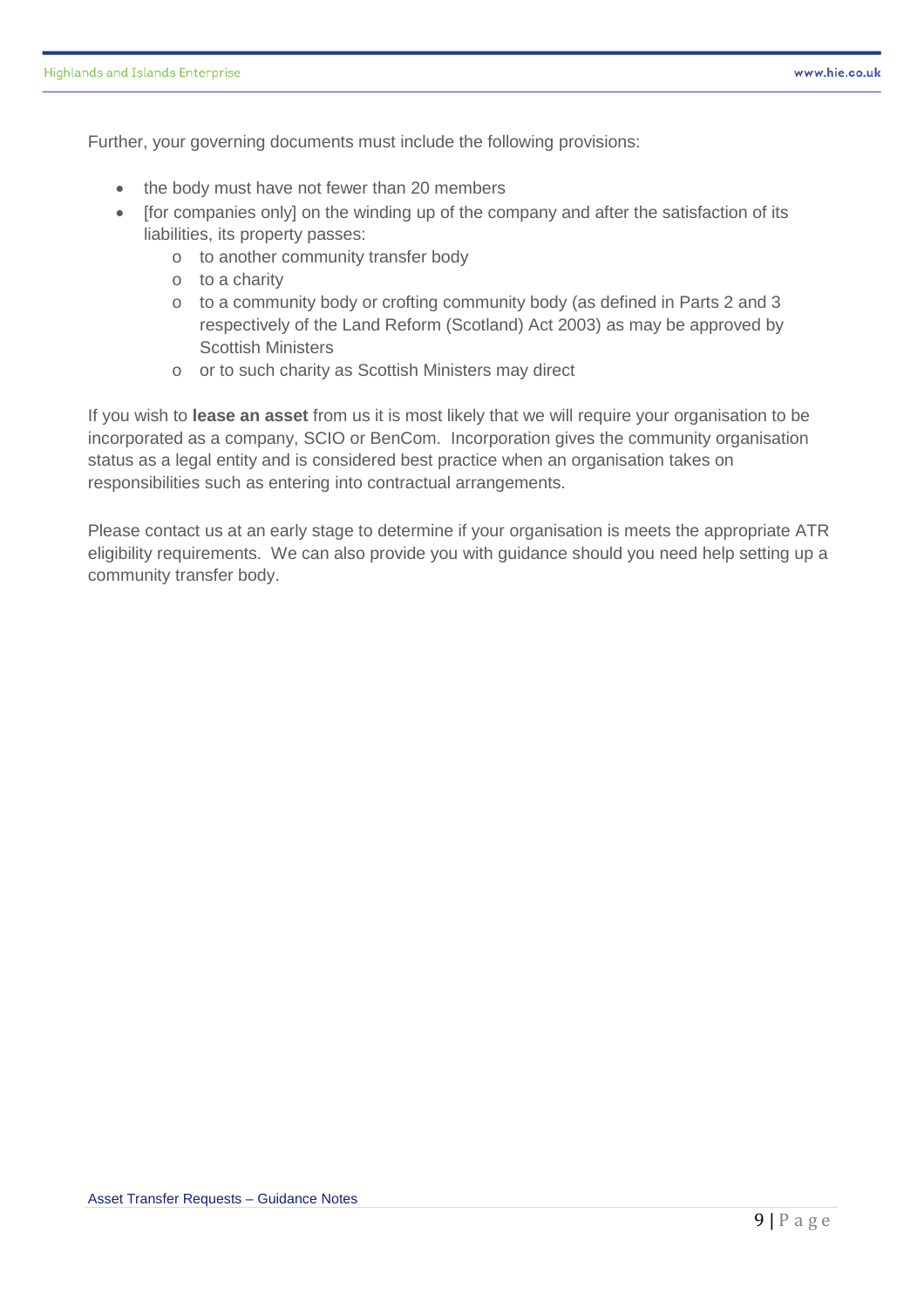Further, your governing documents must include the following provisions:

- the body must have not fewer than 20 members
- [for companies only] on the winding up of the company and after the satisfaction of its liabilities, its property passes:
  - to another community transfer body
  - to a charity
  - to a community body or crofting community body (as defined in Parts 2 and 3 respectively of the Land Reform (Scotland) Act 2003) as may be approved by Scottish Ministers
  - or to such charity as Scottish Ministers may direct

If you wish to **lease an asset** from us it is most likely that we will require your organisation to be incorporated as a company, SCIO or BenCom. Incorporation gives the community organisation status as a legal entity and is considered best practice when an organisation takes on responsibilities such as entering into contractual arrangements.

Please contact us at an early stage to determine if your organisation is meets the appropriate ATR eligibility requirements. We can also provide you with guidance should you need help setting up a community transfer body.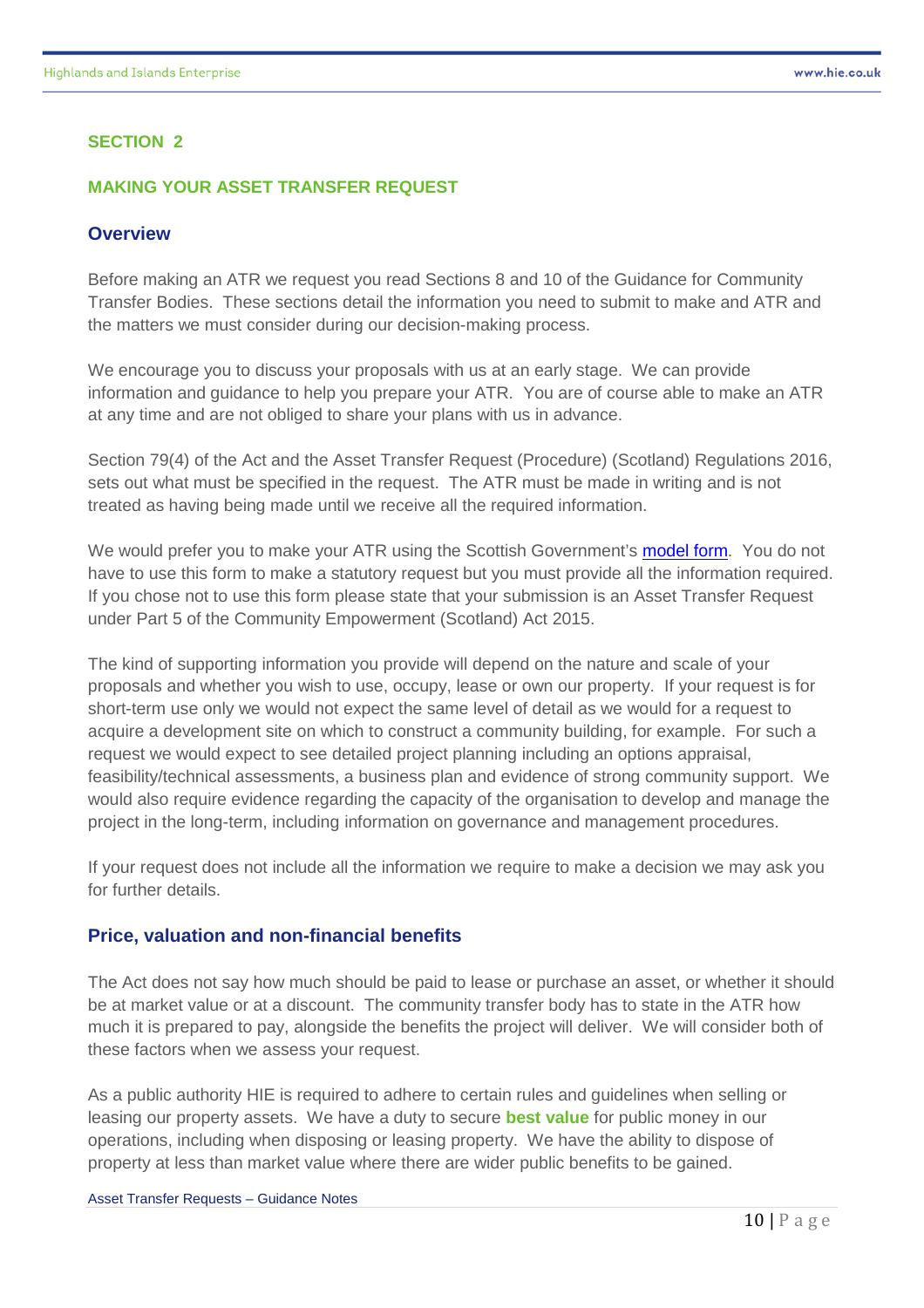## SECTION 2

## MAKING YOUR ASSET TRANSFER REQUEST

### Overview

Before making an ATR we request you read Sections 8 and 10 of the Guidance for Community Transfer Bodies. These sections detail the information you need to submit to make and ATR and the matters we must consider during our decision-making process.

We encourage you to discuss your proposals with us at an early stage. We can provide information and guidance to help you prepare your ATR. You are of course able to make an ATR at any time and are not obliged to share your plans with us in advance.

Section 79(4) of the Act and the Asset Transfer Request (Procedure) (Scotland) Regulations 2016, sets out what must be specified in the request. The ATR must be made in writing and is not treated as having being made until we receive all the required information.

We would prefer you to make your ATR using the Scottish Government's model form. You do not have to use this form to make a statutory request but you must provide all the information required. If you chose not to use this form please state that your submission is an Asset Transfer Request under Part 5 of the Community Empowerment (Scotland) Act 2015.

The kind of supporting information you provide will depend on the nature and scale of your proposals and whether you wish to use, occupy, lease or own our property. If your request is for short-term use only we would not expect the same level of detail as we would for a request to acquire a development site on which to construct a community building, for example. For such a request we would expect to see detailed project planning including an options appraisal, feasibility/technical assessments, a business plan and evidence of strong community support. We would also require evidence regarding the capacity of the organisation to develop and manage the project in the long-term, including information on governance and management procedures.

If your request does not include all the information we require to make a decision we may ask you for further details.

### Price, valuation and non-financial benefits

The Act does not say how much should be paid to lease or purchase an asset, or whether it should be at market value or at a discount. The community transfer body has to state in the ATR how much it is prepared to pay, alongside the benefits the project will deliver. We will consider both of these factors when we assess your request.

As a public authority HIE is required to adhere to certain rules and guidelines when selling or leasing our property assets. We have a duty to secure **best value** for public money in our operations, including when disposing or leasing property. We have the ability to dispose of property at less than market value where there are wider public benefits to be gained.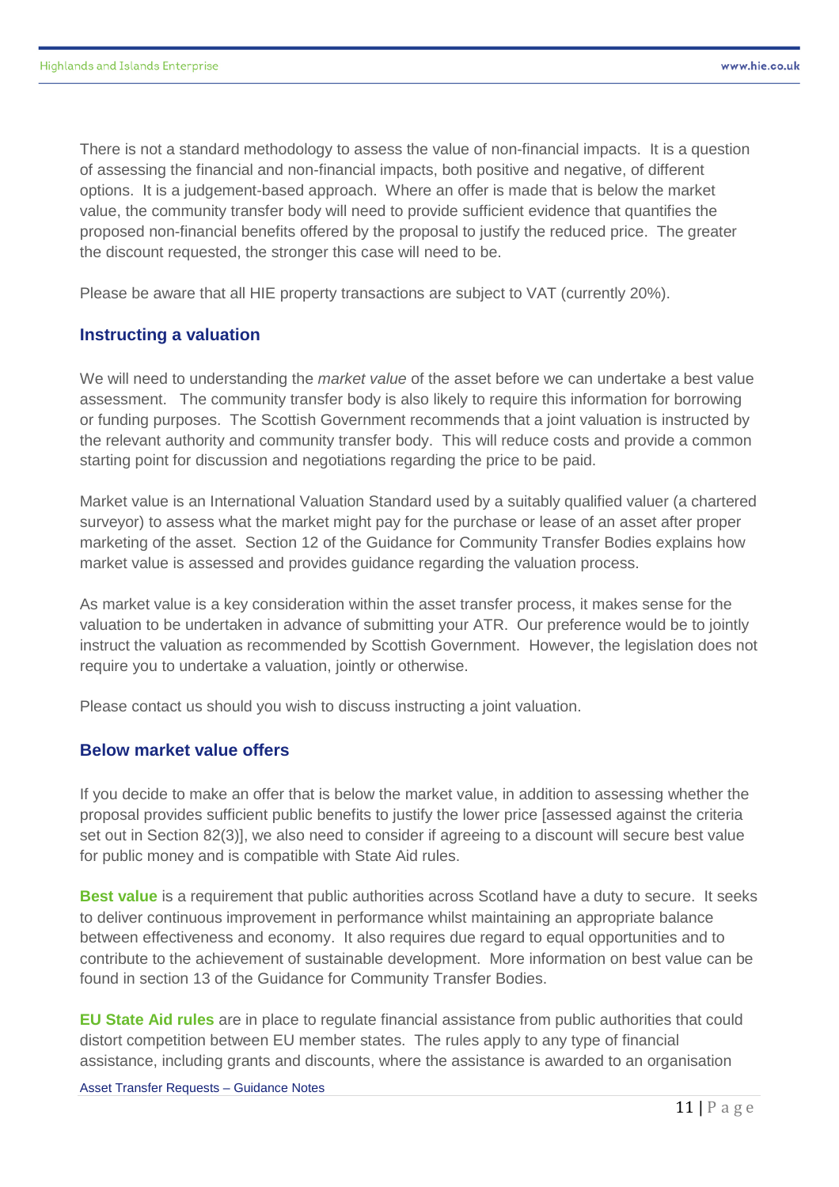There is not a standard methodology to assess the value of non-financial impacts. It is a question of assessing the financial and non-financial impacts, both positive and negative, of different options. It is a judgement-based approach. Where an offer is made that is below the market value, the community transfer body will need to provide sufficient evidence that quantifies the proposed non-financial benefits offered by the proposal to justify the reduced price. The greater the discount requested, the stronger this case will need to be.

Please be aware that all HIE property transactions are subject to VAT (currently 20%).

### Instructing a valuation

We will need to understanding the *market value* of the asset before we can undertake a best value assessment. The community transfer body is also likely to require this information for borrowing or funding purposes. The Scottish Government recommends that a joint valuation is instructed by the relevant authority and community transfer body. This will reduce costs and provide a common starting point for discussion and negotiations regarding the price to be paid.

Market value is an International Valuation Standard used by a suitably qualified valuer (a chartered surveyor) to assess what the market might pay for the purchase or lease of an asset after proper marketing of the asset. Section 12 of the Guidance for Community Transfer Bodies explains how market value is assessed and provides guidance regarding the valuation process.

As market value is a key consideration within the asset transfer process, it makes sense for the valuation to be undertaken in advance of submitting your ATR. Our preference would be to jointly instruct the valuation as recommended by Scottish Government. However, the legislation does not require you to undertake a valuation, jointly or otherwise.

Please contact us should you wish to discuss instructing a joint valuation.

### Below market value offers

If you decide to make an offer that is below the market value, in addition to assessing whether the proposal provides sufficient public benefits to justify the lower price [assessed against the criteria set out in Section 82(3)], we also need to consider if agreeing to a discount will secure best value for public money and is compatible with State Aid rules.

**Best value** is a requirement that public authorities across Scotland have a duty to secure. It seeks to deliver continuous improvement in performance whilst maintaining an appropriate balance between effectiveness and economy. It also requires due regard to equal opportunities and to contribute to the achievement of sustainable development. More information on best value can be found in section 13 of the Guidance for Community Transfer Bodies.

**EU State Aid rules** are in place to regulate financial assistance from public authorities that could distort competition between EU member states. The rules apply to any type of financial assistance, including grants and discounts, where the assistance is awarded to an organisation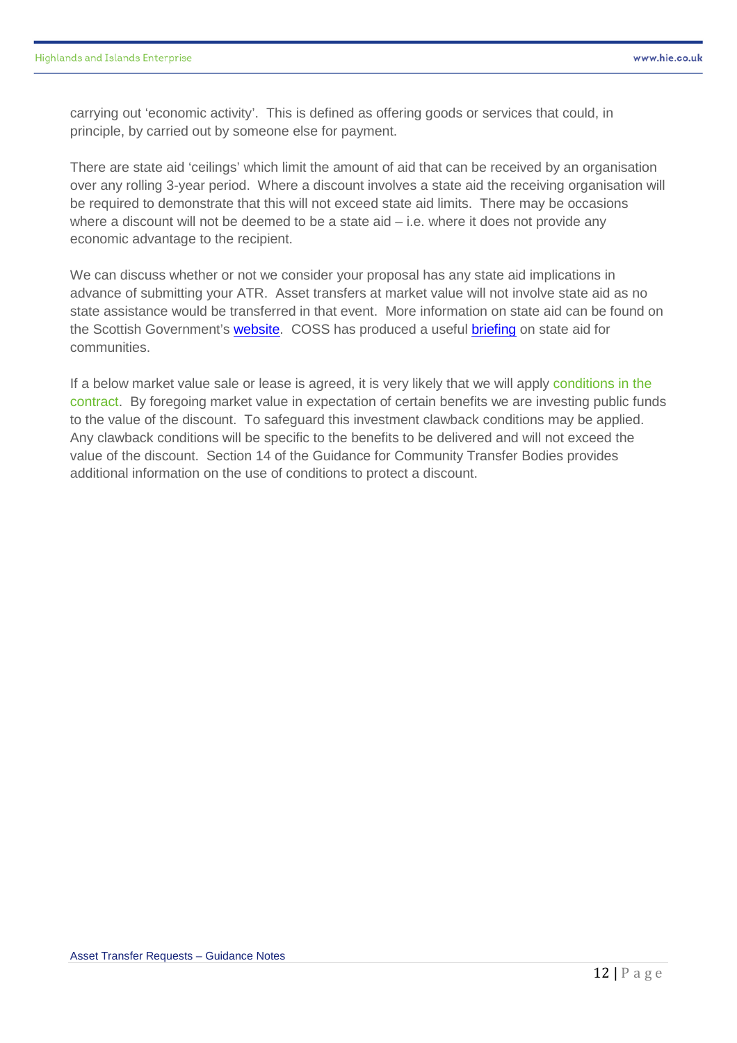carrying out 'economic activity'. This is defined as offering goods or services that could, in principle, by carried out by someone else for payment.

There are state aid 'ceilings' which limit the amount of aid that can be received by an organisation over any rolling 3-year period. Where a discount involves a state aid the receiving organisation will be required to demonstrate that this will not exceed state aid limits. There may be occasions where a discount will not be deemed to be a state aid – i.e. where it does not provide any economic advantage to the recipient.

We can discuss whether or not we consider your proposal has any state aid implications in advance of submitting your ATR. Asset transfers at market value will not involve state aid as no state assistance would be transferred in that event. More information on state aid can be found on the Scottish Government's website. COSS has produced a useful briefing on state aid for communities.

If a below market value sale or lease is agreed, it is very likely that we will apply conditions in the contract. By foregoing market value in expectation of certain benefits we are investing public funds to the value of the discount. To safeguard this investment clawback conditions may be applied. Any clawback conditions will be specific to the benefits to be delivered and will not exceed the value of the discount. Section 14 of the Guidance for Community Transfer Bodies provides additional information on the use of conditions to protect a discount.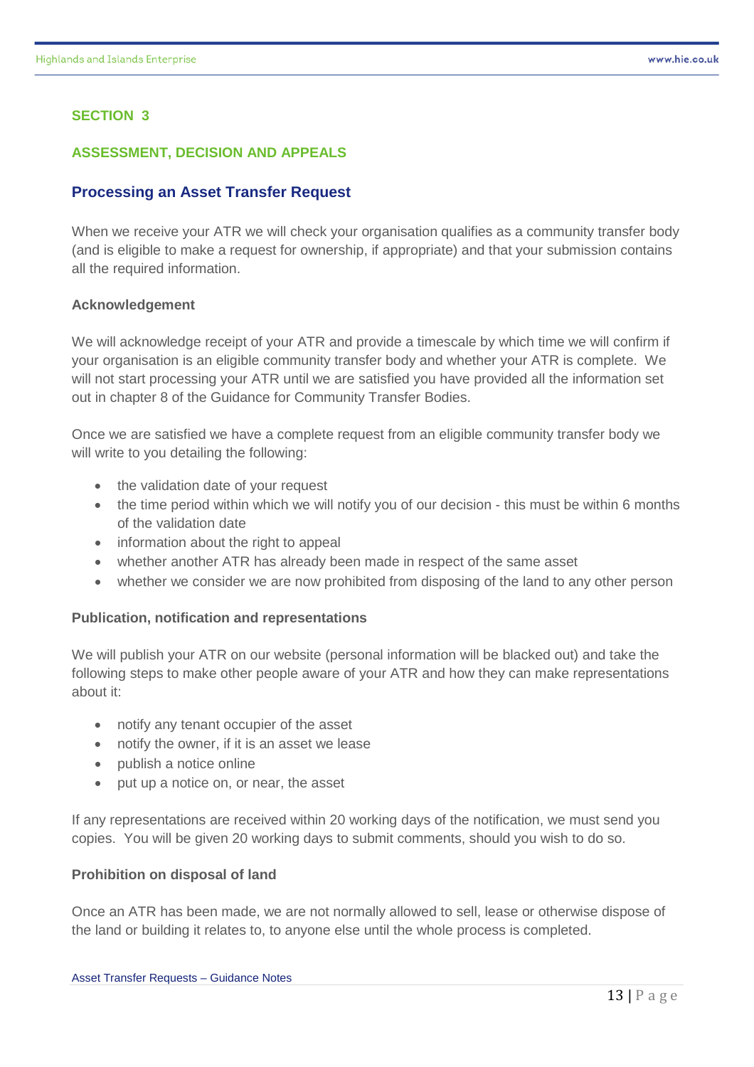## SECTION 3

## ASSESSMENT, DECISION AND APPEALS

### Processing an Asset Transfer Request

When we receive your ATR we will check your organisation qualifies as a community transfer body (and is eligible to make a request for ownership, if appropriate) and that your submission contains all the required information.

**Acknowledgement**

We will acknowledge receipt of your ATR and provide a timescale by which time we will confirm if your organisation is an eligible community transfer body and whether your ATR is complete. We will not start processing your ATR until we are satisfied you have provided all the information set out in chapter 8 of the Guidance for Community Transfer Bodies.

Once we are satisfied we have a complete request from an eligible community transfer body we will write to you detailing the following:

- the validation date of your request
- the time period within which we will notify you of our decision - this must be within 6 months of the validation date
- information about the right to appeal
- whether another ATR has already been made in respect of the same asset
- whether we consider we are now prohibited from disposing of the land to any other person

**Publication, notification and representations**

We will publish your ATR on our website (personal information will be blacked out) and take the following steps to make other people aware of your ATR and how they can make representations about it:

- notify any tenant occupier of the asset
- notify the owner, if it is an asset we lease
- publish a notice online
- put up a notice on, or near, the asset

If any representations are received within 20 working days of the notification, we must send you copies. You will be given 20 working days to submit comments, should you wish to do so.

**Prohibition on disposal of land**

Once an ATR has been made, we are not normally allowed to sell, lease or otherwise dispose of the land or building it relates to, to anyone else until the whole process is completed.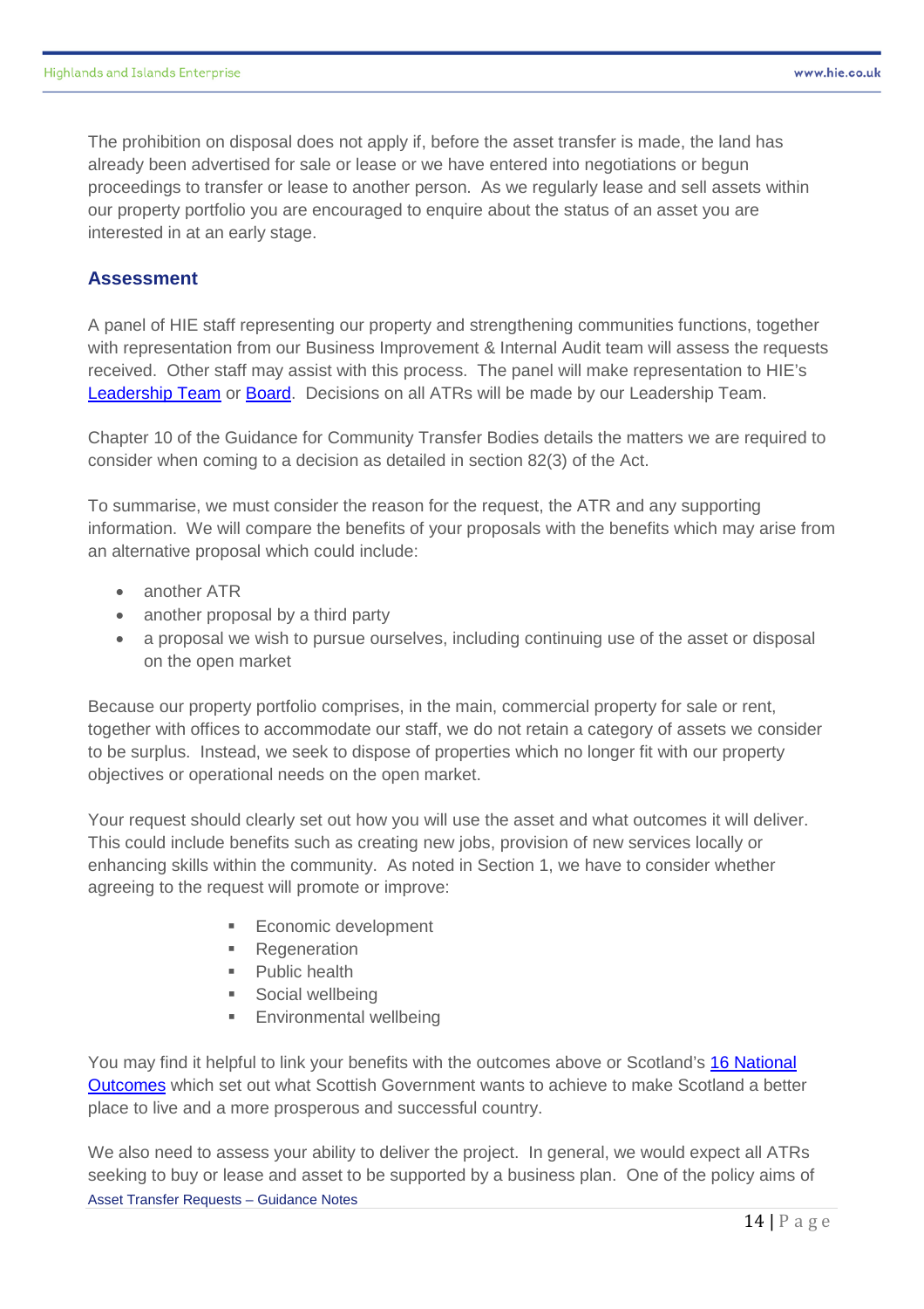The prohibition on disposal does not apply if, before the asset transfer is made, the land has already been advertised for sale or lease or we have entered into negotiations or begun proceedings to transfer or lease to another person. As we regularly lease and sell assets within our property portfolio you are encouraged to enquire about the status of an asset you are interested in at an early stage.

## Assessment

A panel of HIE staff representing our property and strengthening communities functions, together with representation from our Business Improvement & Internal Audit team will assess the requests received. Other staff may assist with this process. The panel will make representation to HIE's [Leadership Team] or [Board]. Decisions on all ATRs will be made by our Leadership Team.

Chapter 10 of the Guidance for Community Transfer Bodies details the matters we are required to consider when coming to a decision as detailed in section 82(3) of the Act.

To summarise, we must consider the reason for the request, the ATR and any supporting information. We will compare the benefits of your proposals with the benefits which may arise from an alternative proposal which could include:

- another ATR
- another proposal by a third party
- a proposal we wish to pursue ourselves, including continuing use of the asset or disposal on the open market

Because our property portfolio comprises, in the main, commercial property for sale or rent, together with offices to accommodate our staff, we do not retain a category of assets we consider to be surplus. Instead, we seek to dispose of properties which no longer fit with our property objectives or operational needs on the open market.

Your request should clearly set out how you will use the asset and what outcomes it will deliver. This could include benefits such as creating new jobs, provision of new services locally or enhancing skills within the community. As noted in Section 1, we have to consider whether agreeing to the request will promote or improve:

- Economic development
- Regeneration
- Public health
- Social wellbeing
- Environmental wellbeing

You may find it helpful to link your benefits with the outcomes above or Scotland's [16 National Outcomes] which set out what Scottish Government wants to achieve to make Scotland a better place to live and a more prosperous and successful country.

We also need to assess your ability to deliver the project. In general, we would expect all ATRs seeking to buy or lease and asset to be supported by a business plan. One of the policy aims of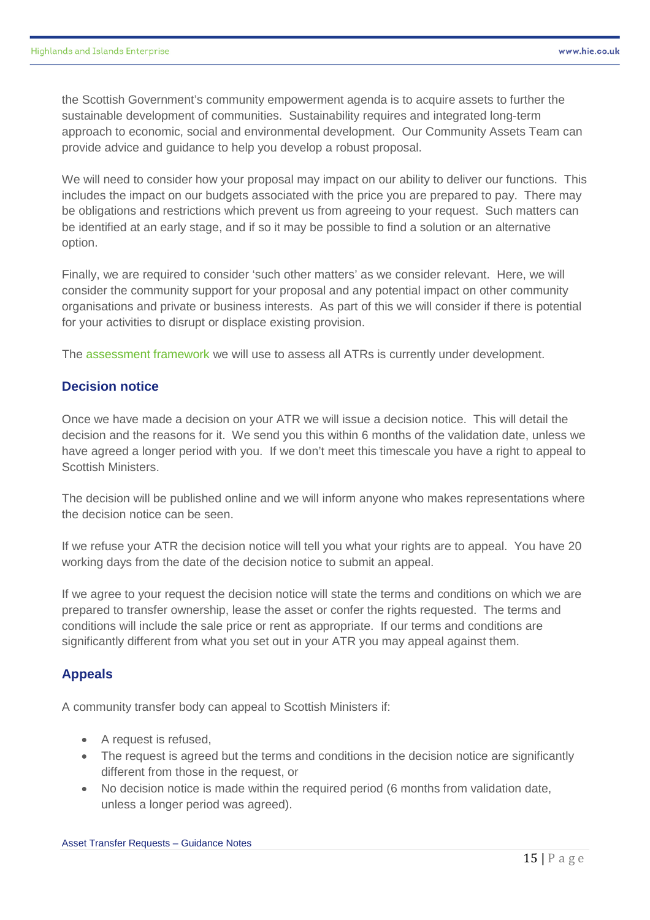the Scottish Government's community empowerment agenda is to acquire assets to further the sustainable development of communities. Sustainability requires and integrated long-term approach to economic, social and environmental development. Our Community Assets Team can provide advice and guidance to help you develop a robust proposal.

We will need to consider how your proposal may impact on our ability to deliver our functions. This includes the impact on our budgets associated with the price you are prepared to pay. There may be obligations and restrictions which prevent us from agreeing to your request. Such matters can be identified at an early stage, and if so it may be possible to find a solution or an alternative option.

Finally, we are required to consider 'such other matters' as we consider relevant. Here, we will consider the community support for your proposal and any potential impact on other community organisations and private or business interests. As part of this we will consider if there is potential for your activities to disrupt or displace existing provision.

The assessment framework we will use to assess all ATRs is currently under development.

## Decision notice

Once we have made a decision on your ATR we will issue a decision notice. This will detail the decision and the reasons for it. We send you this within 6 months of the validation date, unless we have agreed a longer period with you. If we don't meet this timescale you have a right to appeal to Scottish Ministers.

The decision will be published online and we will inform anyone who makes representations where the decision notice can be seen.

If we refuse your ATR the decision notice will tell you what your rights are to appeal. You have 20 working days from the date of the decision notice to submit an appeal.

If we agree to your request the decision notice will state the terms and conditions on which we are prepared to transfer ownership, lease the asset or confer the rights requested. The terms and conditions will include the sale price or rent as appropriate. If our terms and conditions are significantly different from what you set out in your ATR you may appeal against them.

## Appeals

A community transfer body can appeal to Scottish Ministers if:

- A request is refused,
- The request is agreed but the terms and conditions in the decision notice are significantly different from those in the request, or
- No decision notice is made within the required period (6 months from validation date, unless a longer period was agreed).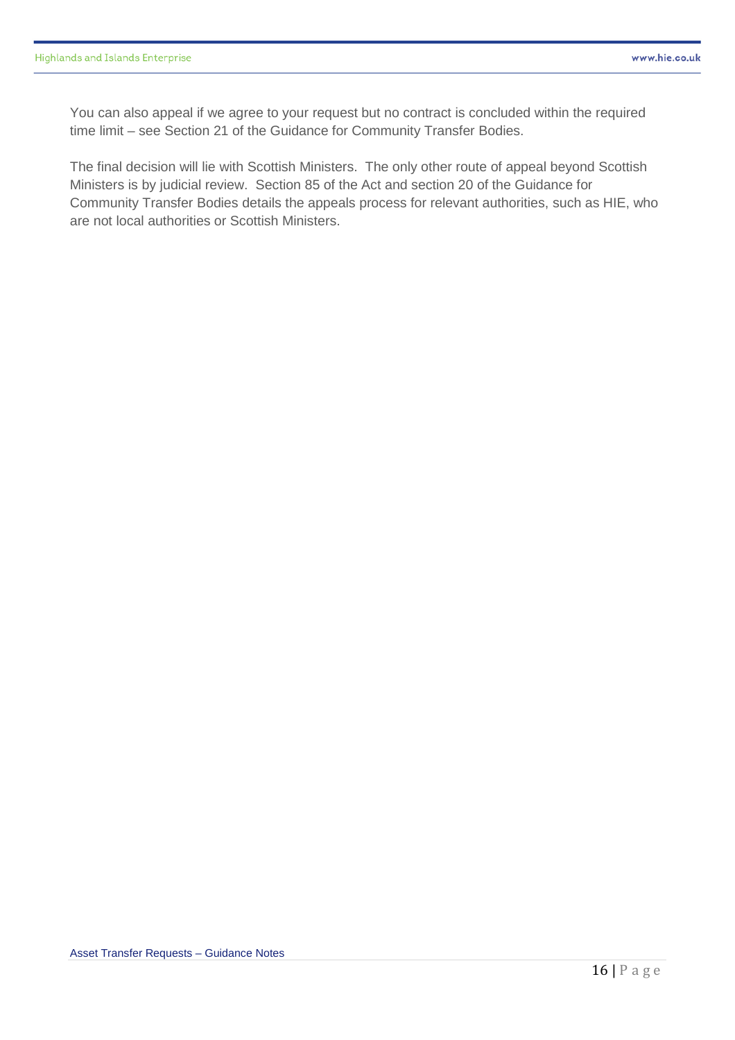You can also appeal if we agree to your request but no contract is concluded within the required time limit – see Section 21 of the Guidance for Community Transfer Bodies.

The final decision will lie with Scottish Ministers. The only other route of appeal beyond Scottish Ministers is by judicial review. Section 85 of the Act and section 20 of the Guidance for Community Transfer Bodies details the appeals process for relevant authorities, such as HIE, who are not local authorities or Scottish Ministers.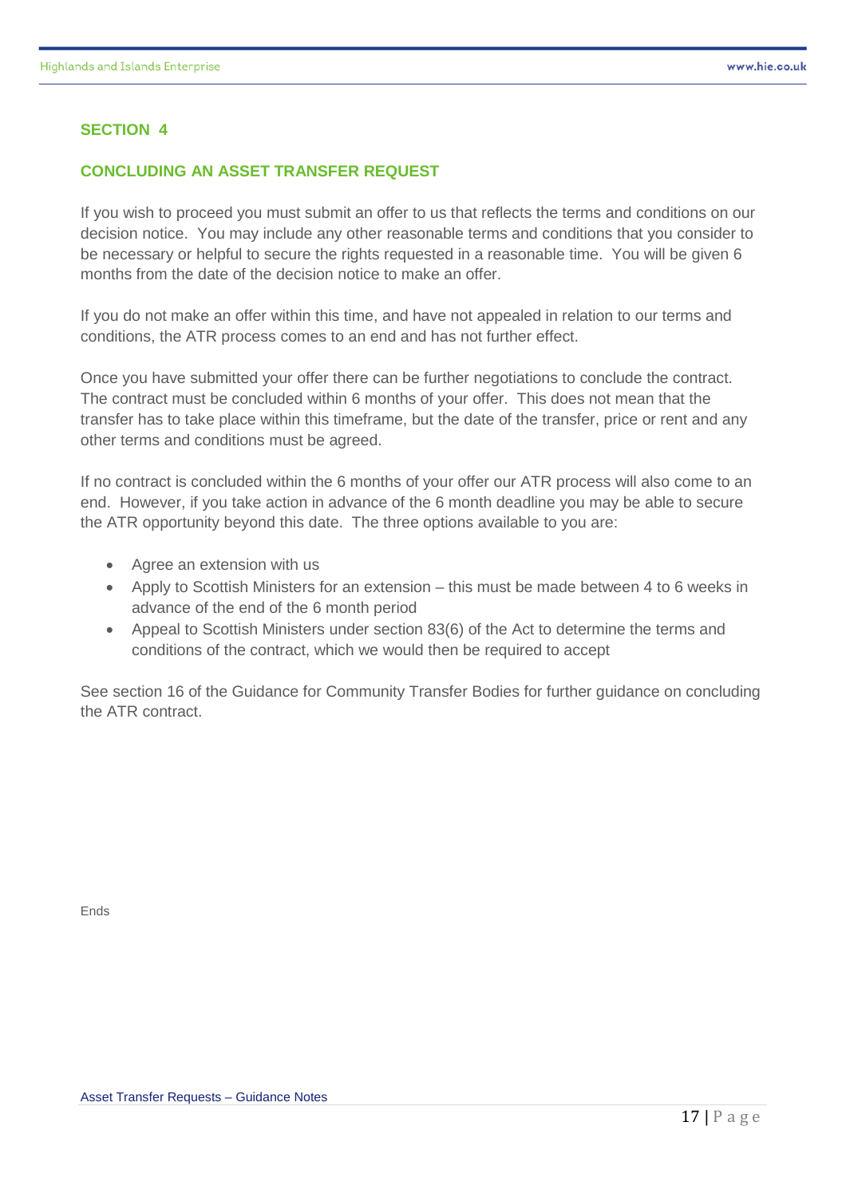## SECTION 4

## CONCLUDING AN ASSET TRANSFER REQUEST

If you wish to proceed you must submit an offer to us that reflects the terms and conditions on our decision notice. You may include any other reasonable terms and conditions that you consider to be necessary or helpful to secure the rights requested in a reasonable time. You will be given 6 months from the date of the decision notice to make an offer.

If you do not make an offer within this time, and have not appealed in relation to our terms and conditions, the ATR process comes to an end and has not further effect.

Once you have submitted your offer there can be further negotiations to conclude the contract. The contract must be concluded within 6 months of your offer. This does not mean that the transfer has to take place within this timeframe, but the date of the transfer, price or rent and any other terms and conditions must be agreed.

If no contract is concluded within the 6 months of your offer our ATR process will also come to an end. However, if you take action in advance of the 6 month deadline you may be able to secure the ATR opportunity beyond this date. The three options available to you are:

- Agree an extension with us
- Apply to Scottish Ministers for an extension – this must be made between 4 to 6 weeks in advance of the end of the 6 month period
- Appeal to Scottish Ministers under section 83(6) of the Act to determine the terms and conditions of the contract, which we would then be required to accept

See section 16 of the Guidance for Community Transfer Bodies for further guidance on concluding the ATR contract.

Ends